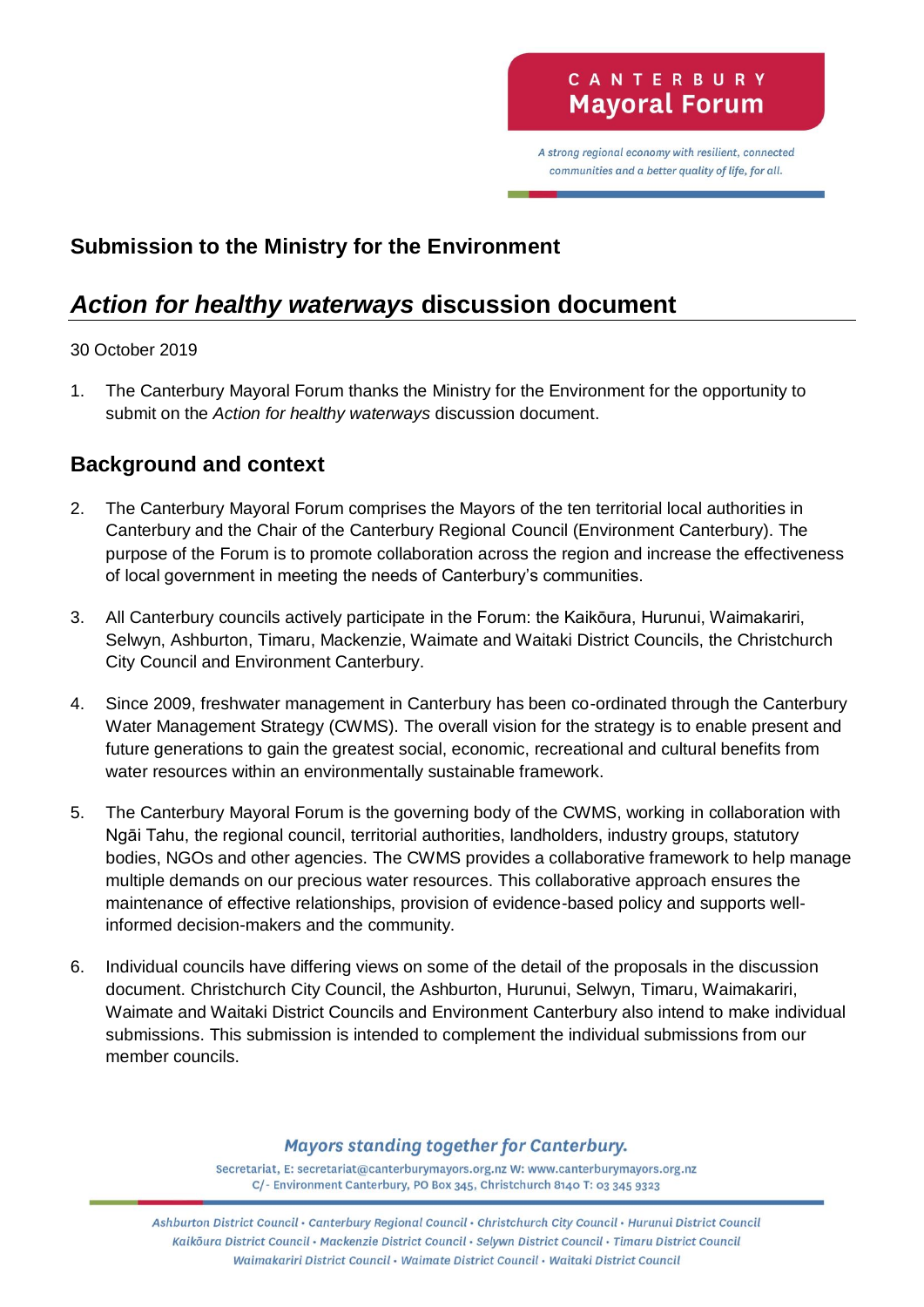CANTERBURY
Mayoral Forum

*A strong regional economy with resilient, connected communities and a better quality of life, for all.*

## Submission to the Ministry for the Environment

# *Action for healthy waterways* discussion document

30 October 2019

1. The Canterbury Mayoral Forum thanks the Ministry for the Environment for the opportunity to submit on the *Action for healthy waterways* discussion document.

## Background and context

2. The Canterbury Mayoral Forum comprises the Mayors of the ten territorial local authorities in Canterbury and the Chair of the Canterbury Regional Council (Environment Canterbury). The purpose of the Forum is to promote collaboration across the region and increase the effectiveness of local government in meeting the needs of Canterbury's communities.

3. All Canterbury councils actively participate in the Forum: the Kaikōura, Hurunui, Waimakariri, Selwyn, Ashburton, Timaru, Mackenzie, Waimate and Waitaki District Councils, the Christchurch City Council and Environment Canterbury.

4. Since 2009, freshwater management in Canterbury has been co-ordinated through the Canterbury Water Management Strategy (CWMS). The overall vision for the strategy is to enable present and future generations to gain the greatest social, economic, recreational and cultural benefits from water resources within an environmentally sustainable framework.

5. The Canterbury Mayoral Forum is the governing body of the CWMS, working in collaboration with Ngāi Tahu, the regional council, territorial authorities, landholders, industry groups, statutory bodies, NGOs and other agencies. The CWMS provides a collaborative framework to help manage multiple demands on our precious water resources. This collaborative approach ensures the maintenance of effective relationships, provision of evidence-based policy and supports well-informed decision-makers and the community.

6. Individual councils have differing views on some of the detail of the proposals in the discussion document. Christchurch City Council, the Ashburton, Hurunui, Selwyn, Timaru, Waimakariri, Waimate and Waitaki District Councils and Environment Canterbury also intend to make individual submissions. This submission is intended to complement the individual submissions from our member councils.

*Mayors standing together for Canterbury.*

Secretariat, E: secretariat@canterburymayors.org.nz W: www.canterburymayors.org.nz
C/- Environment Canterbury, PO Box 345, Christchurch 8140 T: 03 345 9323

*Ashburton District Council • Canterbury Regional Council • Christchurch City Council • Hurunui District Council • Kaikōura District Council • Mackenzie District Council • Selwyn District Council • Timaru District Council • Waimakariri District Council • Waimate District Council • Waitaki District Council*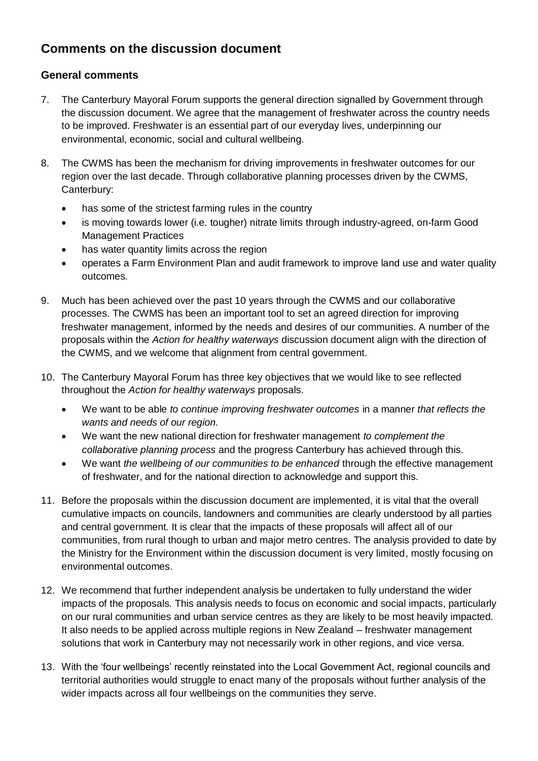## Comments on the discussion document

### General comments

7. The Canterbury Mayoral Forum supports the general direction signalled by Government through the discussion document. We agree that the management of freshwater across the country needs to be improved. Freshwater is an essential part of our everyday lives, underpinning our environmental, economic, social and cultural wellbeing.

8. The CWMS has been the mechanism for driving improvements in freshwater outcomes for our region over the last decade. Through collaborative planning processes driven by the CWMS, Canterbury:
   - has some of the strictest farming rules in the country
   - is moving towards lower (i.e. tougher) nitrate limits through industry-agreed, on-farm Good Management Practices
   - has water quantity limits across the region
   - operates a Farm Environment Plan and audit framework to improve land use and water quality outcomes.

9. Much has been achieved over the past 10 years through the CWMS and our collaborative processes. The CWMS has been an important tool to set an agreed direction for improving freshwater management, informed by the needs and desires of our communities. A number of the proposals within the *Action for healthy waterways* discussion document align with the direction of the CWMS, and we welcome that alignment from central government.

10. The Canterbury Mayoral Forum has three key objectives that we would like to see reflected throughout the *Action for healthy waterways* proposals.
    - We want to be able *to continue improving freshwater outcomes* in a manner *that reflects the wants and needs of our region.*
    - We want the new national direction for freshwater management *to complement the collaborative planning process* and the progress Canterbury has achieved through this.
    - We want *the wellbeing of our communities to be enhanced* through the effective management of freshwater, and for the national direction to acknowledge and support this.

11. Before the proposals within the discussion document are implemented, it is vital that the overall cumulative impacts on councils, landowners and communities are clearly understood by all parties and central government. It is clear that the impacts of these proposals will affect all of our communities, from rural though to urban and major metro centres. The analysis provided to date by the Ministry for the Environment within the discussion document is very limited, mostly focusing on environmental outcomes.

12. We recommend that further independent analysis be undertaken to fully understand the wider impacts of the proposals. This analysis needs to focus on economic and social impacts, particularly on our rural communities and urban service centres as they are likely to be most heavily impacted. It also needs to be applied across multiple regions in New Zealand – freshwater management solutions that work in Canterbury may not necessarily work in other regions, and vice versa.

13. With the 'four wellbeings' recently reinstated into the Local Government Act, regional councils and territorial authorities would struggle to enact many of the proposals without further analysis of the wider impacts across all four wellbeings on the communities they serve.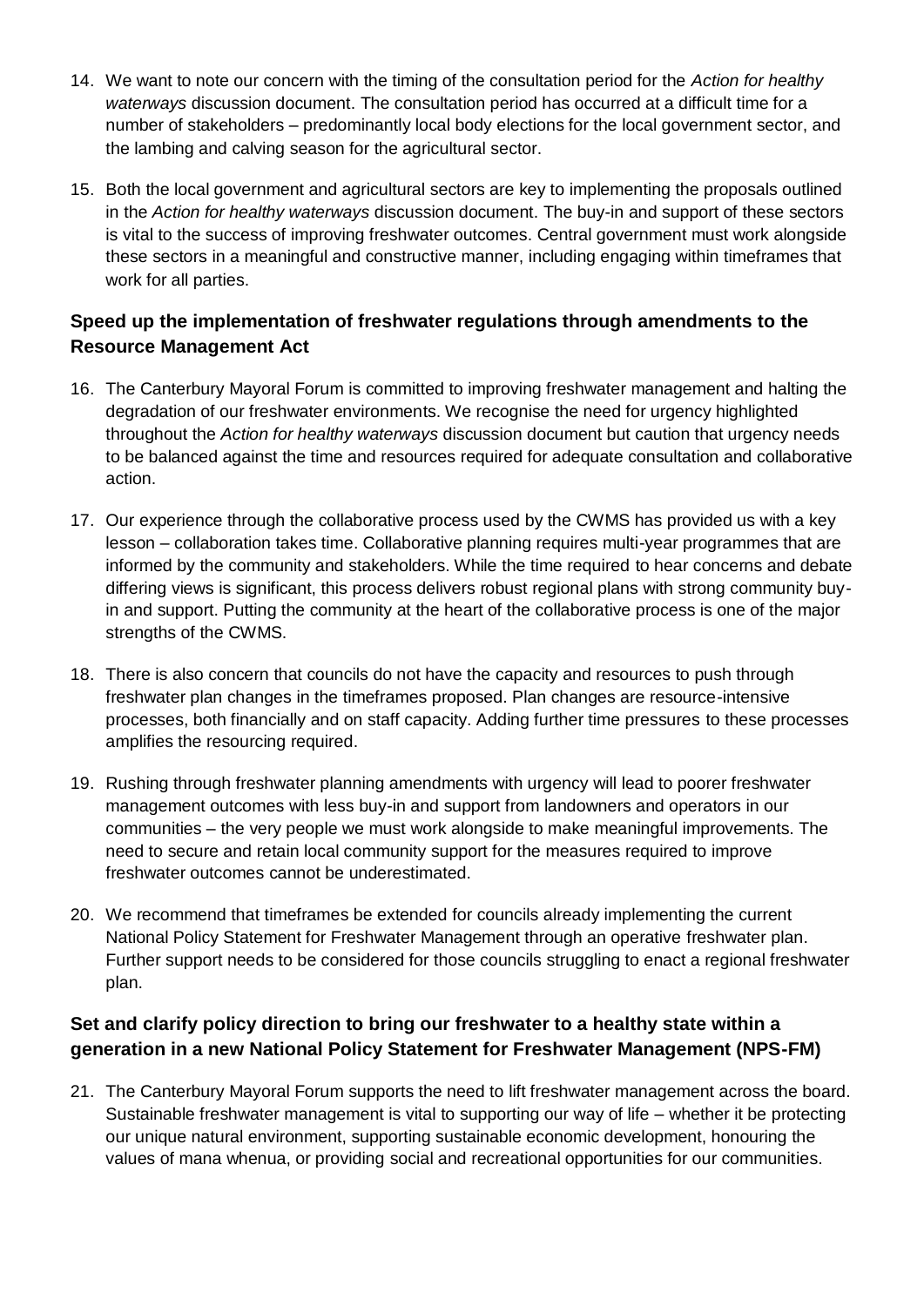14. We want to note our concern with the timing of the consultation period for the *Action for healthy waterways* discussion document. The consultation period has occurred at a difficult time for a number of stakeholders – predominantly local body elections for the local government sector, and the lambing and calving season for the agricultural sector.

15. Both the local government and agricultural sectors are key to implementing the proposals outlined in the *Action for healthy waterways* discussion document. The buy-in and support of these sectors is vital to the success of improving freshwater outcomes. Central government must work alongside these sectors in a meaningful and constructive manner, including engaging within timeframes that work for all parties.

### Speed up the implementation of freshwater regulations through amendments to the Resource Management Act

16. The Canterbury Mayoral Forum is committed to improving freshwater management and halting the degradation of our freshwater environments. We recognise the need for urgency highlighted throughout the *Action for healthy waterways* discussion document but caution that urgency needs to be balanced against the time and resources required for adequate consultation and collaborative action.

17. Our experience through the collaborative process used by the CWMS has provided us with a key lesson – collaboration takes time. Collaborative planning requires multi-year programmes that are informed by the community and stakeholders. While the time required to hear concerns and debate differing views is significant, this process delivers robust regional plans with strong community buy-in and support. Putting the community at the heart of the collaborative process is one of the major strengths of the CWMS.

18. There is also concern that councils do not have the capacity and resources to push through freshwater plan changes in the timeframes proposed. Plan changes are resource-intensive processes, both financially and on staff capacity. Adding further time pressures to these processes amplifies the resourcing required.

19. Rushing through freshwater planning amendments with urgency will lead to poorer freshwater management outcomes with less buy-in and support from landowners and operators in our communities – the very people we must work alongside to make meaningful improvements. The need to secure and retain local community support for the measures required to improve freshwater outcomes cannot be underestimated.

20. We recommend that timeframes be extended for councils already implementing the current National Policy Statement for Freshwater Management through an operative freshwater plan. Further support needs to be considered for those councils struggling to enact a regional freshwater plan.

### Set and clarify policy direction to bring our freshwater to a healthy state within a generation in a new National Policy Statement for Freshwater Management (NPS-FM)

21. The Canterbury Mayoral Forum supports the need to lift freshwater management across the board. Sustainable freshwater management is vital to supporting our way of life – whether it be protecting our unique natural environment, supporting sustainable economic development, honouring the values of mana whenua, or providing social and recreational opportunities for our communities.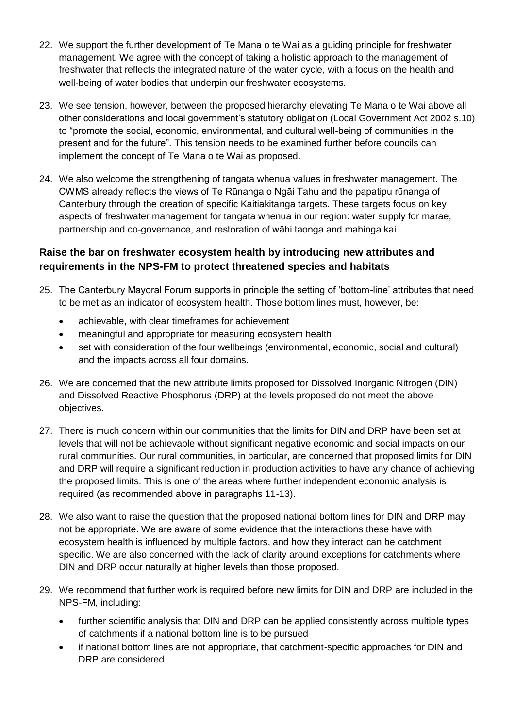22. We support the further development of Te Mana o te Wai as a guiding principle for freshwater management. We agree with the concept of taking a holistic approach to the management of freshwater that reflects the integrated nature of the water cycle, with a focus on the health and well-being of water bodies that underpin our freshwater ecosystems.

23. We see tension, however, between the proposed hierarchy elevating Te Mana o te Wai above all other considerations and local government's statutory obligation (Local Government Act 2002 s.10) to "promote the social, economic, environmental, and cultural well-being of communities in the present and for the future". This tension needs to be examined further before councils can implement the concept of Te Mana o te Wai as proposed.

24. We also welcome the strengthening of tangata whenua values in freshwater management. The CWMS already reflects the views of Te Rūnanga o Ngāi Tahu and the papatipu rūnanga of Canterbury through the creation of specific Kaitiakitanga targets. These targets focus on key aspects of freshwater management for tangata whenua in our region: water supply for marae, partnership and co-governance, and restoration of wāhi taonga and mahinga kai.

### Raise the bar on freshwater ecosystem health by introducing new attributes and requirements in the NPS-FM to protect threatened species and habitats

25. The Canterbury Mayoral Forum supports in principle the setting of 'bottom-line' attributes that need to be met as an indicator of ecosystem health. Those bottom lines must, however, be:
    - achievable, with clear timeframes for achievement
    - meaningful and appropriate for measuring ecosystem health
    - set with consideration of the four wellbeings (environmental, economic, social and cultural) and the impacts across all four domains.

26. We are concerned that the new attribute limits proposed for Dissolved Inorganic Nitrogen (DIN) and Dissolved Reactive Phosphorus (DRP) at the levels proposed do not meet the above objectives.

27. There is much concern within our communities that the limits for DIN and DRP have been set at levels that will not be achievable without significant negative economic and social impacts on our rural communities. Our rural communities, in particular, are concerned that proposed limits for DIN and DRP will require a significant reduction in production activities to have any chance of achieving the proposed limits. This is one of the areas where further independent economic analysis is required (as recommended above in paragraphs 11-13).

28. We also want to raise the question that the proposed national bottom lines for DIN and DRP may not be appropriate. We are aware of some evidence that the interactions these have with ecosystem health is influenced by multiple factors, and how they interact can be catchment specific. We are also concerned with the lack of clarity around exceptions for catchments where DIN and DRP occur naturally at higher levels than those proposed.

29. We recommend that further work is required before new limits for DIN and DRP are included in the NPS-FM, including:
    - further scientific analysis that DIN and DRP can be applied consistently across multiple types of catchments if a national bottom line is to be pursued
    - if national bottom lines are not appropriate, that catchment-specific approaches for DIN and DRP are considered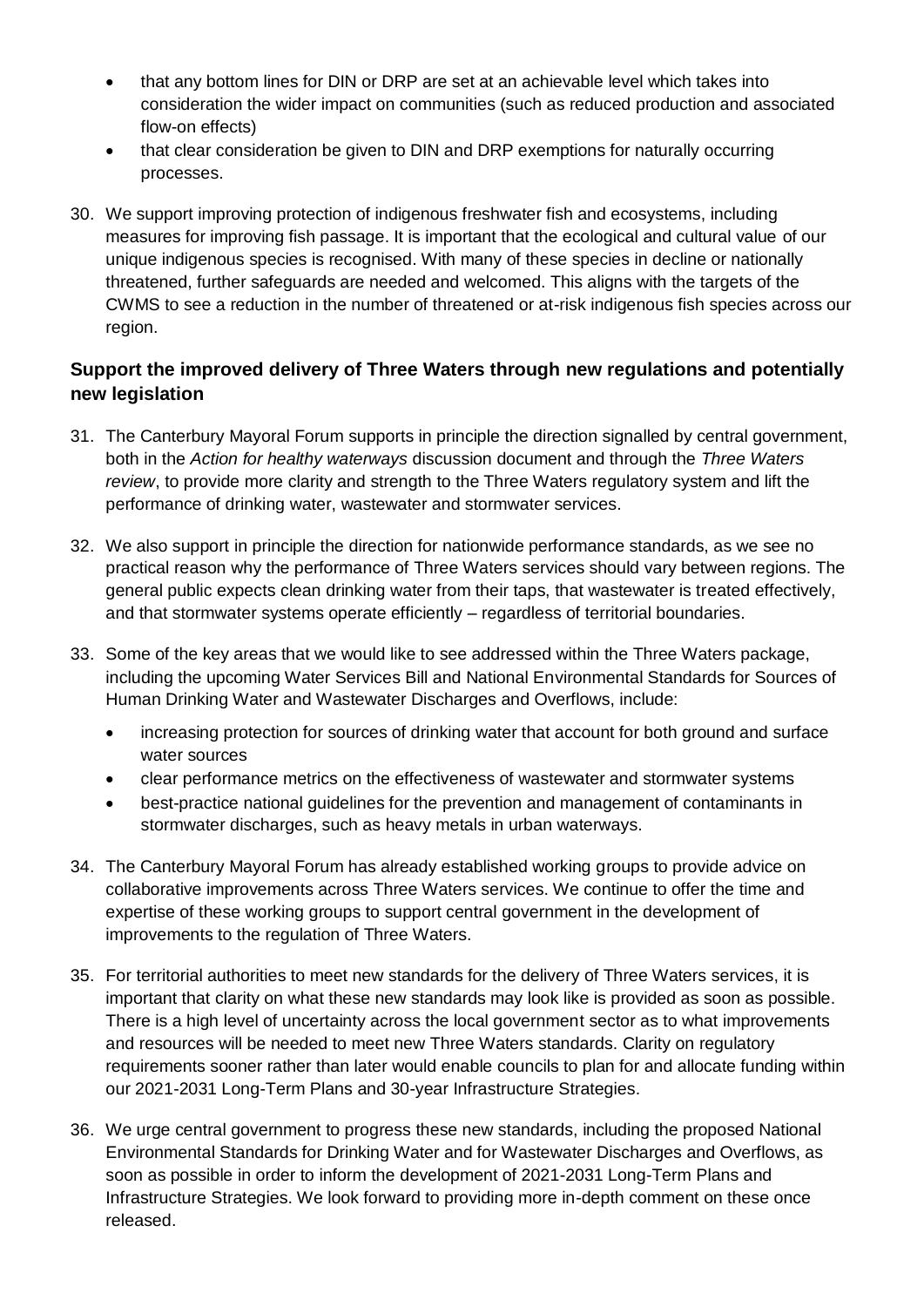- that any bottom lines for DIN or DRP are set at an achievable level which takes into consideration the wider impact on communities (such as reduced production and associated flow-on effects)
- that clear consideration be given to DIN and DRP exemptions for naturally occurring processes.

30. We support improving protection of indigenous freshwater fish and ecosystems, including measures for improving fish passage. It is important that the ecological and cultural value of our unique indigenous species is recognised. With many of these species in decline or nationally threatened, further safeguards are needed and welcomed. This aligns with the targets of the CWMS to see a reduction in the number of threatened or at-risk indigenous fish species across our region.

### Support the improved delivery of Three Waters through new regulations and potentially new legislation

31. The Canterbury Mayoral Forum supports in principle the direction signalled by central government, both in the *Action for healthy waterways* discussion document and through the *Three Waters review*, to provide more clarity and strength to the Three Waters regulatory system and lift the performance of drinking water, wastewater and stormwater services.

32. We also support in principle the direction for nationwide performance standards, as we see no practical reason why the performance of Three Waters services should vary between regions. The general public expects clean drinking water from their taps, that wastewater is treated effectively, and that stormwater systems operate efficiently – regardless of territorial boundaries.

33. Some of the key areas that we would like to see addressed within the Three Waters package, including the upcoming Water Services Bill and National Environmental Standards for Sources of Human Drinking Water and Wastewater Discharges and Overflows, include:
    - increasing protection for sources of drinking water that account for both ground and surface water sources
    - clear performance metrics on the effectiveness of wastewater and stormwater systems
    - best-practice national guidelines for the prevention and management of contaminants in stormwater discharges, such as heavy metals in urban waterways.

34. The Canterbury Mayoral Forum has already established working groups to provide advice on collaborative improvements across Three Waters services. We continue to offer the time and expertise of these working groups to support central government in the development of improvements to the regulation of Three Waters.

35. For territorial authorities to meet new standards for the delivery of Three Waters services, it is important that clarity on what these new standards may look like is provided as soon as possible. There is a high level of uncertainty across the local government sector as to what improvements and resources will be needed to meet new Three Waters standards. Clarity on regulatory requirements sooner rather than later would enable councils to plan for and allocate funding within our 2021-2031 Long-Term Plans and 30-year Infrastructure Strategies.

36. We urge central government to progress these new standards, including the proposed National Environmental Standards for Drinking Water and for Wastewater Discharges and Overflows, as soon as possible in order to inform the development of 2021-2031 Long-Term Plans and Infrastructure Strategies. We look forward to providing more in-depth comment on these once released.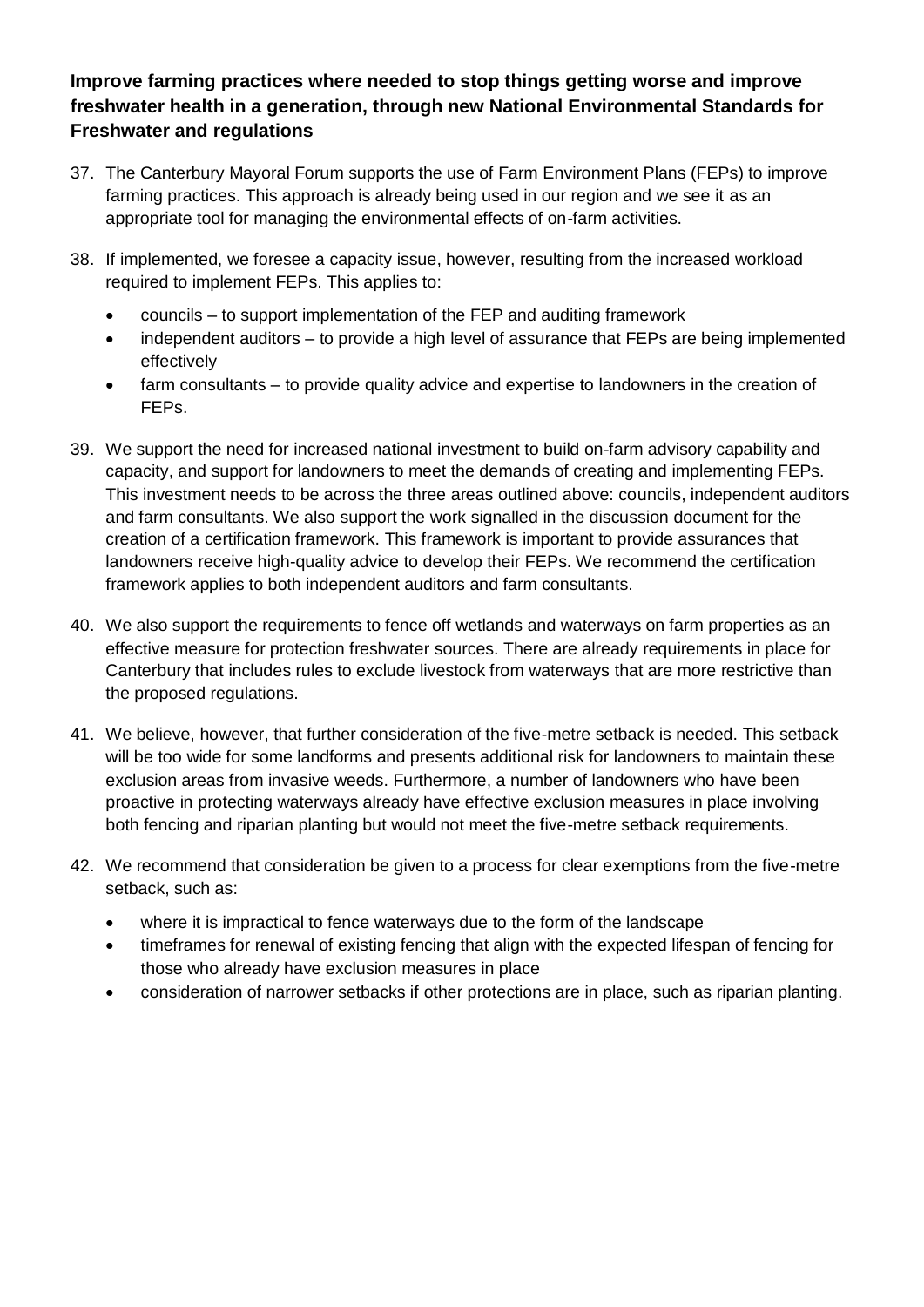### Improve farming practices where needed to stop things getting worse and improve freshwater health in a generation, through new National Environmental Standards for Freshwater and regulations

37. The Canterbury Mayoral Forum supports the use of Farm Environment Plans (FEPs) to improve farming practices. This approach is already being used in our region and we see it as an appropriate tool for managing the environmental effects of on-farm activities.

38. If implemented, we foresee a capacity issue, however, resulting from the increased workload required to implement FEPs. This applies to:
    - councils – to support implementation of the FEP and auditing framework
    - independent auditors – to provide a high level of assurance that FEPs are being implemented effectively
    - farm consultants – to provide quality advice and expertise to landowners in the creation of FEPs.

39. We support the need for increased national investment to build on-farm advisory capability and capacity, and support for landowners to meet the demands of creating and implementing FEPs. This investment needs to be across the three areas outlined above: councils, independent auditors and farm consultants. We also support the work signalled in the discussion document for the creation of a certification framework. This framework is important to provide assurances that landowners receive high-quality advice to develop their FEPs. We recommend the certification framework applies to both independent auditors and farm consultants.

40. We also support the requirements to fence off wetlands and waterways on farm properties as an effective measure for protection freshwater sources. There are already requirements in place for Canterbury that includes rules to exclude livestock from waterways that are more restrictive than the proposed regulations.

41. We believe, however, that further consideration of the five-metre setback is needed. This setback will be too wide for some landforms and presents additional risk for landowners to maintain these exclusion areas from invasive weeds. Furthermore, a number of landowners who have been proactive in protecting waterways already have effective exclusion measures in place involving both fencing and riparian planting but would not meet the five-metre setback requirements.

42. We recommend that consideration be given to a process for clear exemptions from the five-metre setback, such as:
    - where it is impractical to fence waterways due to the form of the landscape
    - timeframes for renewal of existing fencing that align with the expected lifespan of fencing for those who already have exclusion measures in place
    - consideration of narrower setbacks if other protections are in place, such as riparian planting.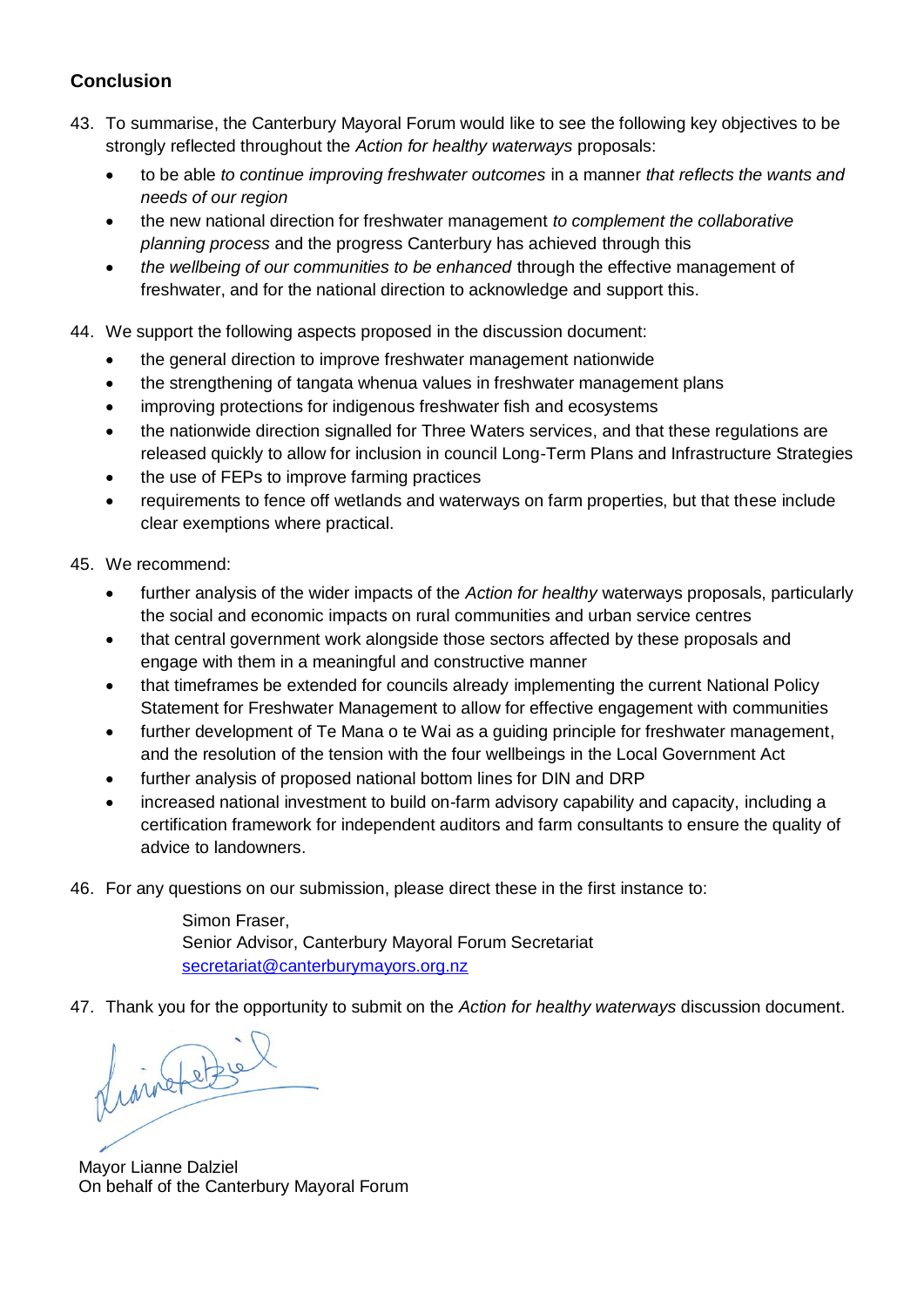## Conclusion

43. To summarise, the Canterbury Mayoral Forum would like to see the following key objectives to be strongly reflected throughout the *Action for healthy waterways* proposals:
    - to be able *to continue improving freshwater outcomes* in a manner *that reflects the wants and needs of our region*
    - the new national direction for freshwater management *to complement the collaborative planning process* and the progress Canterbury has achieved through this
    - *the wellbeing of our communities to be enhanced* through the effective management of freshwater, and for the national direction to acknowledge and support this.

44. We support the following aspects proposed in the discussion document:
    - the general direction to improve freshwater management nationwide
    - the strengthening of tangata whenua values in freshwater management plans
    - improving protections for indigenous freshwater fish and ecosystems
    - the nationwide direction signalled for Three Waters services, and that these regulations are released quickly to allow for inclusion in council Long-Term Plans and Infrastructure Strategies
    - the use of FEPs to improve farming practices
    - requirements to fence off wetlands and waterways on farm properties, but that these include clear exemptions where practical.

45. We recommend:
    - further analysis of the wider impacts of the *Action for healthy* waterways proposals, particularly the social and economic impacts on rural communities and urban service centres
    - that central government work alongside those sectors affected by these proposals and engage with them in a meaningful and constructive manner
    - that timeframes be extended for councils already implementing the current National Policy Statement for Freshwater Management to allow for effective engagement with communities
    - further development of Te Mana o te Wai as a guiding principle for freshwater management, and the resolution of the tension with the four wellbeings in the Local Government Act
    - further analysis of proposed national bottom lines for DIN and DRP
    - increased national investment to build on-farm advisory capability and capacity, including a certification framework for independent auditors and farm consultants to ensure the quality of advice to landowners.

46. For any questions on our submission, please direct these in the first instance to:

    Simon Fraser,
    Senior Advisor, Canterbury Mayoral Forum Secretariat
    secretariat@canterburymayors.org.nz

47. Thank you for the opportunity to submit on the *Action for healthy waterways* discussion document.

Mayor Lianne Dalziel
On behalf of the Canterbury Mayoral Forum